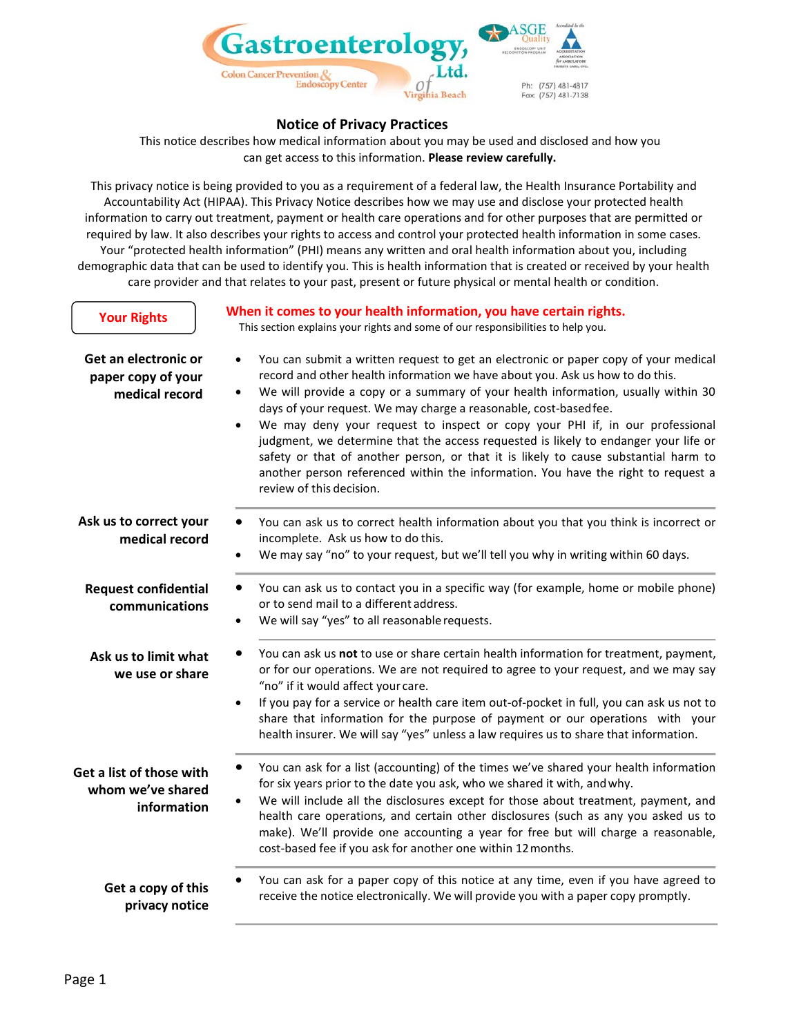Gastroenterology, Ltd. of Virginia Beach
Colon Cancer Prevention & Endoscopy Center

Ph: (757) 481-4817
Fax: (757) 481-7138

# Notice of Privacy Practices

This notice describes how medical information about you may be used and disclosed and how you can get access to this information. **Please review carefully.**

This privacy notice is being provided to you as a requirement of a federal law, the Health Insurance Portability and Accountability Act (HIPAA). This Privacy Notice describes how we may use and disclose your protected health information to carry out treatment, payment or health care operations and for other purposes that are permitted or required by law. It also describes your rights to access and control your protected health information in some cases. Your "protected health information" (PHI) means any written and oral health information about you, including demographic data that can be used to identify you. This is health information that is created or received by your health care provider and that relates to your past, present or future physical or mental health or condition.

## Your Rights

**When it comes to your health information, you have certain rights.**
This section explains your rights and some of our responsibilities to help you.

### Get an electronic or paper copy of your medical record

- You can submit a written request to get an electronic or paper copy of your medical record and other health information we have about you. Ask us how to do this.
- We will provide a copy or a summary of your health information, usually within 30 days of your request. We may charge a reasonable, cost-based fee.
- We may deny your request to inspect or copy your PHI if, in our professional judgment, we determine that the access requested is likely to endanger your life or safety or that of another person, or that it is likely to cause substantial harm to another person referenced within the information. You have the right to request a review of this decision.

### Ask us to correct your medical record

- You can ask us to correct health information about you that you think is incorrect or incomplete. Ask us how to do this.
- We may say "no" to your request, but we'll tell you why in writing within 60 days.

### Request confidential communications

- You can ask us to contact you in a specific way (for example, home or mobile phone) or to send mail to a different address.
- We will say "yes" to all reasonable requests.

### Ask us to limit what we use or share

- You can ask us **not** to use or share certain health information for treatment, payment, or for our operations. We are not required to agree to your request, and we may say "no" if it would affect your care.
- If you pay for a service or health care item out-of-pocket in full, you can ask us not to share that information for the purpose of payment or our operations with your health insurer. We will say "yes" unless a law requires us to share that information.

### Get a list of those with whom we've shared information

- You can ask for a list (accounting) of the times we've shared your health information for six years prior to the date you ask, who we shared it with, and why.
- We will include all the disclosures except for those about treatment, payment, and health care operations, and certain other disclosures (such as any you asked us to make). We'll provide one accounting a year for free but will charge a reasonable, cost-based fee if you ask for another one within 12 months.

### Get a copy of this privacy notice

- You can ask for a paper copy of this notice at any time, even if you have agreed to receive the notice electronically. We will provide you with a paper copy promptly.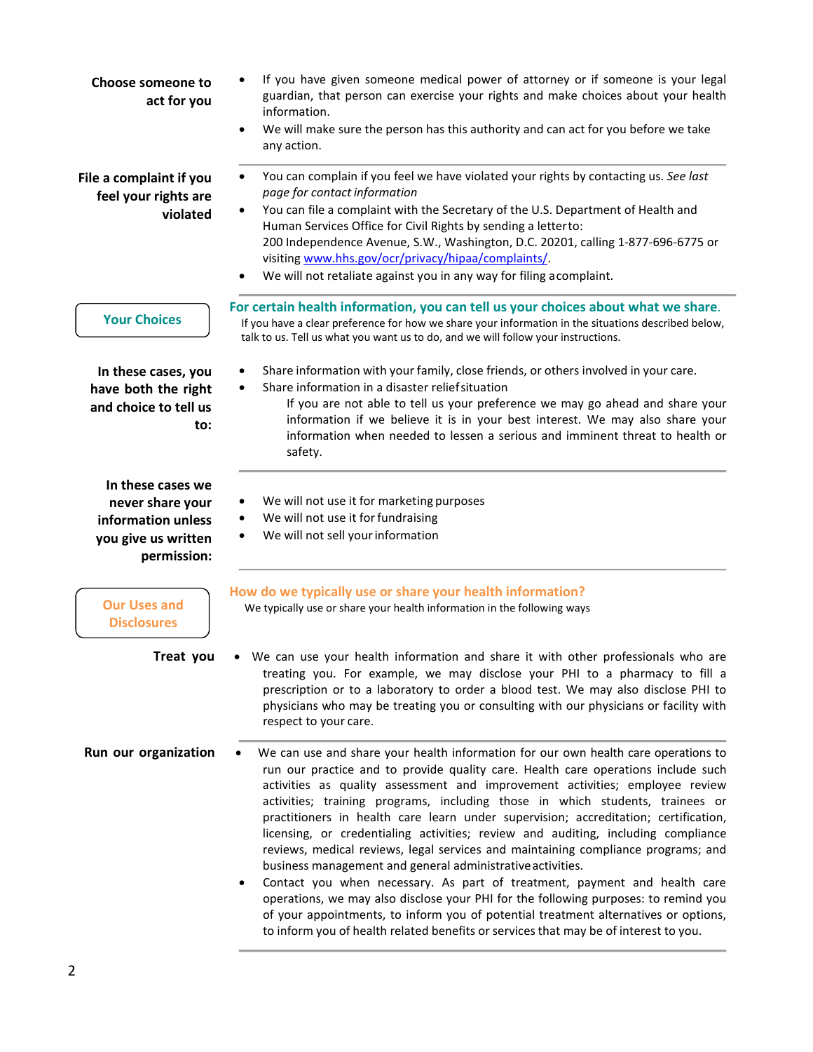**Choose someone to act for you**

- If you have given someone medical power of attorney or if someone is your legal guardian, that person can exercise your rights and make choices about your health information.
- We will make sure the person has this authority and can act for you before we take any action.

**File a complaint if you feel your rights are violated**

- You can complain if you feel we have violated your rights by contacting us. *See last page for contact information*
- You can file a complaint with the Secretary of the U.S. Department of Health and Human Services Office for Civil Rights by sending a letter to: 200 Independence Avenue, S.W., Washington, D.C. 20201, calling 1-877-696-6775 or visiting [www.hhs.gov/ocr/privacy/hipaa/complaints/](www.hhs.gov/ocr/privacy/hipaa/complaints/).
- We will not retaliate against you in any way for filing a complaint.

## Your Choices

### For certain health information, you can tell us your choices about what we share.

If you have a clear preference for how we share your information in the situations described below, talk to us. Tell us what you want us to do, and we will follow your instructions.

**In these cases, you have both the right and choice to tell us to:**

- Share information with your family, close friends, or others involved in your care.
- Share information in a disaster relief situation

  If you are not able to tell us your preference we may go ahead and share your information if we believe it is in your best interest. We may also share your information when needed to lessen a serious and imminent threat to health or safety.

**In these cases we never share your information unless you give us written permission:**

- We will not use it for marketing purposes
- We will not use it for fundraising
- We will not sell your information

## Our Uses and Disclosures

### How do we typically use or share your health information?

We typically use or share your health information in the following ways

**Treat you**

- We can use your health information and share it with other professionals who are treating you. For example, we may disclose your PHI to a pharmacy to fill a prescription or to a laboratory to order a blood test. We may also disclose PHI to physicians who may be treating you or consulting with our physicians or facility with respect to your care.

**Run our organization**

- We can use and share your health information for our own health care operations to run our practice and to provide quality care. Health care operations include such activities as quality assessment and improvement activities; employee review activities; training programs, including those in which students, trainees or practitioners in health care learn under supervision; accreditation; certification, licensing, or credentialing activities; review and auditing, including compliance reviews, medical reviews, legal services and maintaining compliance programs; and business management and general administrative activities.
- Contact you when necessary. As part of treatment, payment and health care operations, we may also disclose your PHI for the following purposes: to remind you of your appointments, to inform you of potential treatment alternatives or options, to inform you of health related benefits or services that may be of interest to you.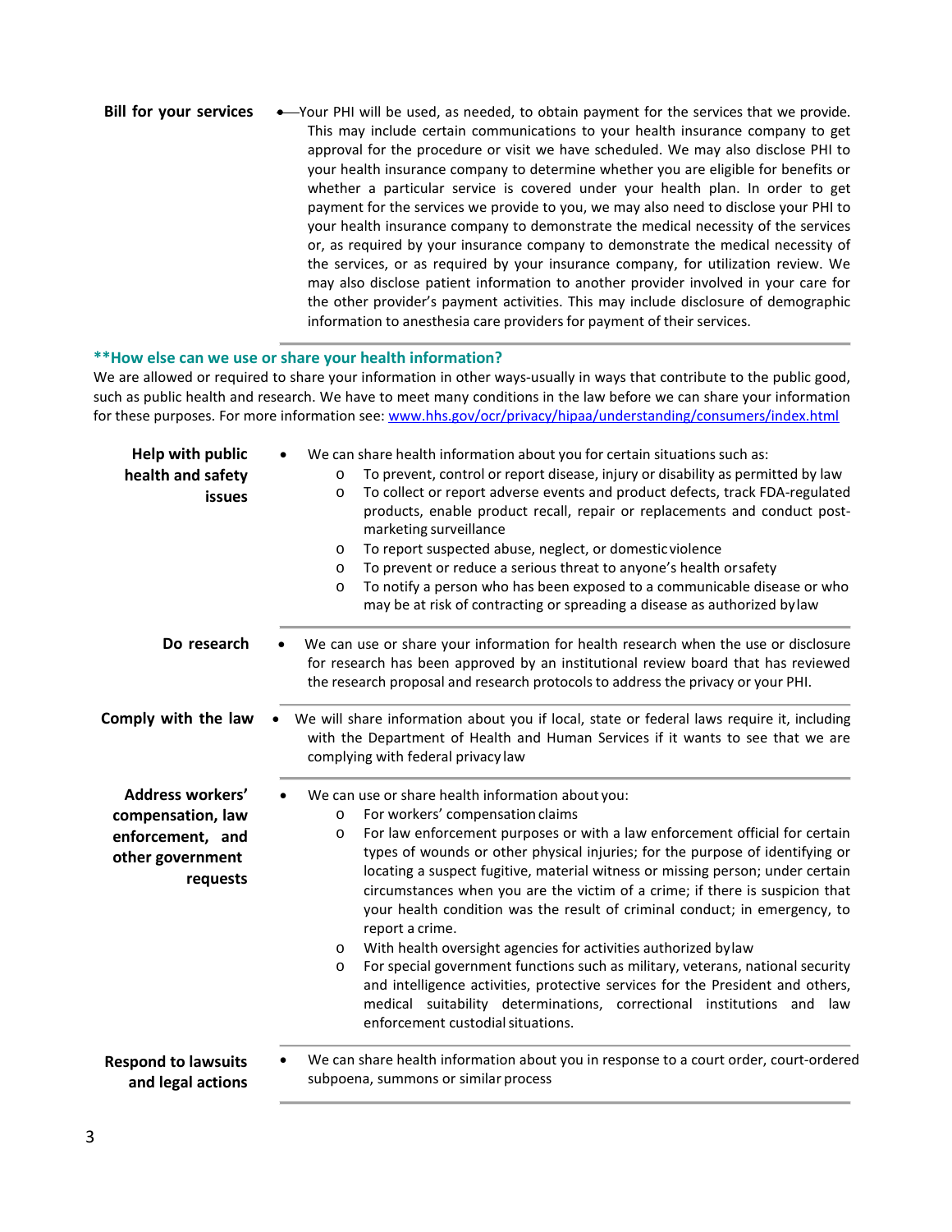**Bill for your services**

- Your PHI will be used, as needed, to obtain payment for the services that we provide. This may include certain communications to your health insurance company to get approval for the procedure or visit we have scheduled. We may also disclose PHI to your health insurance company to determine whether you are eligible for benefits or whether a particular service is covered under your health plan. In order to get payment for the services we provide to you, we may also need to disclose your PHI to your health insurance company to demonstrate the medical necessity of the services or, as required by your insurance company to demonstrate the medical necessity of the services, or as required by your insurance company, for utilization review. We may also disclose patient information to another provider involved in your care for the other provider's payment activities. This may include disclosure of demographic information to anesthesia care providers for payment of their services.

## **How else can we use or share your health information?

We are allowed or required to share your information in other ways-usually in ways that contribute to the public good, such as public health and research. We have to meet many conditions in the law before we can share your information for these purposes. For more information see: [www.hhs.gov/ocr/privacy/hipaa/understanding/consumers/index.html](www.hhs.gov/ocr/privacy/hipaa/understanding/consumers/index.html)

**Help with public health and safety issues**

- We can share health information about you for certain situations such as:
  - To prevent, control or report disease, injury or disability as permitted by law
  - To collect or report adverse events and product defects, track FDA-regulated products, enable product recall, repair or replacements and conduct post-marketing surveillance
  - To report suspected abuse, neglect, or domestic violence
  - To prevent or reduce a serious threat to anyone's health or safety
  - To notify a person who has been exposed to a communicable disease or who may be at risk of contracting or spreading a disease as authorized by law

**Do research**

- We can use or share your information for health research when the use or disclosure for research has been approved by an institutional review board that has reviewed the research proposal and research protocols to address the privacy or your PHI.

**Comply with the law**

- We will share information about you if local, state or federal laws require it, including with the Department of Health and Human Services if it wants to see that we are complying with federal privacy law

**Address workers' compensation, law enforcement, and other government requests**

- We can use or share health information about you:
  - For workers' compensation claims
  - For law enforcement purposes or with a law enforcement official for certain types of wounds or other physical injuries; for the purpose of identifying or locating a suspect fugitive, material witness or missing person; under certain circumstances when you are the victim of a crime; if there is suspicion that your health condition was the result of criminal conduct; in emergency, to report a crime.
  - With health oversight agencies for activities authorized by law
  - For special government functions such as military, veterans, national security and intelligence activities, protective services for the President and others, medical suitability determinations, correctional institutions and law enforcement custodial situations.

**Respond to lawsuits and legal actions**

- We can share health information about you in response to a court order, court-ordered subpoena, summons or similar process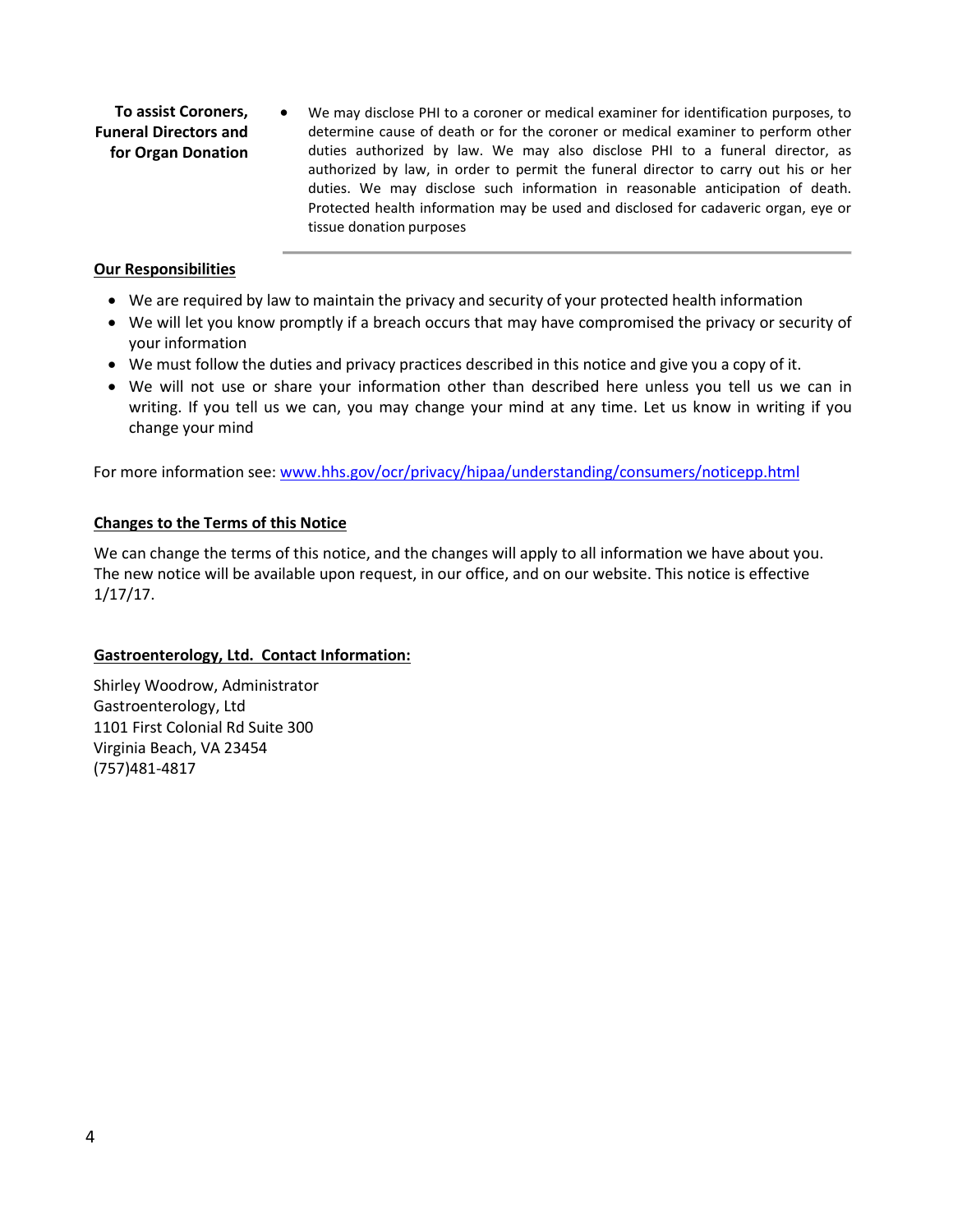**To assist Coroners, Funeral Directors and for Organ Donation**

- We may disclose PHI to a coroner or medical examiner for identification purposes, to determine cause of death or for the coroner or medical examiner to perform other duties authorized by law. We may also disclose PHI to a funeral director, as authorized by law, in order to permit the funeral director to carry out his or her duties. We may disclose such information in reasonable anticipation of death. Protected health information may be used and disclosed for cadaveric organ, eye or tissue donation purposes

---

**Our Responsibilities**

- We are required by law to maintain the privacy and security of your protected health information
- We will let you know promptly if a breach occurs that may have compromised the privacy or security of your information
- We must follow the duties and privacy practices described in this notice and give you a copy of it.
- We will not use or share your information other than described here unless you tell us we can in writing. If you tell us we can, you may change your mind at any time. Let us know in writing if you change your mind

For more information see: [www.hhs.gov/ocr/privacy/hipaa/understanding/consumers/noticepp.html](www.hhs.gov/ocr/privacy/hipaa/understanding/consumers/noticepp.html)

**Changes to the Terms of this Notice**

We can change the terms of this notice, and the changes will apply to all information we have about you. The new notice will be available upon request, in our office, and on our website. This notice is effective 1/17/17.

**Gastroenterology, Ltd. Contact Information:**

Shirley Woodrow, Administrator
Gastroenterology, Ltd
1101 First Colonial Rd Suite 300
Virginia Beach, VA 23454
(757)481-4817